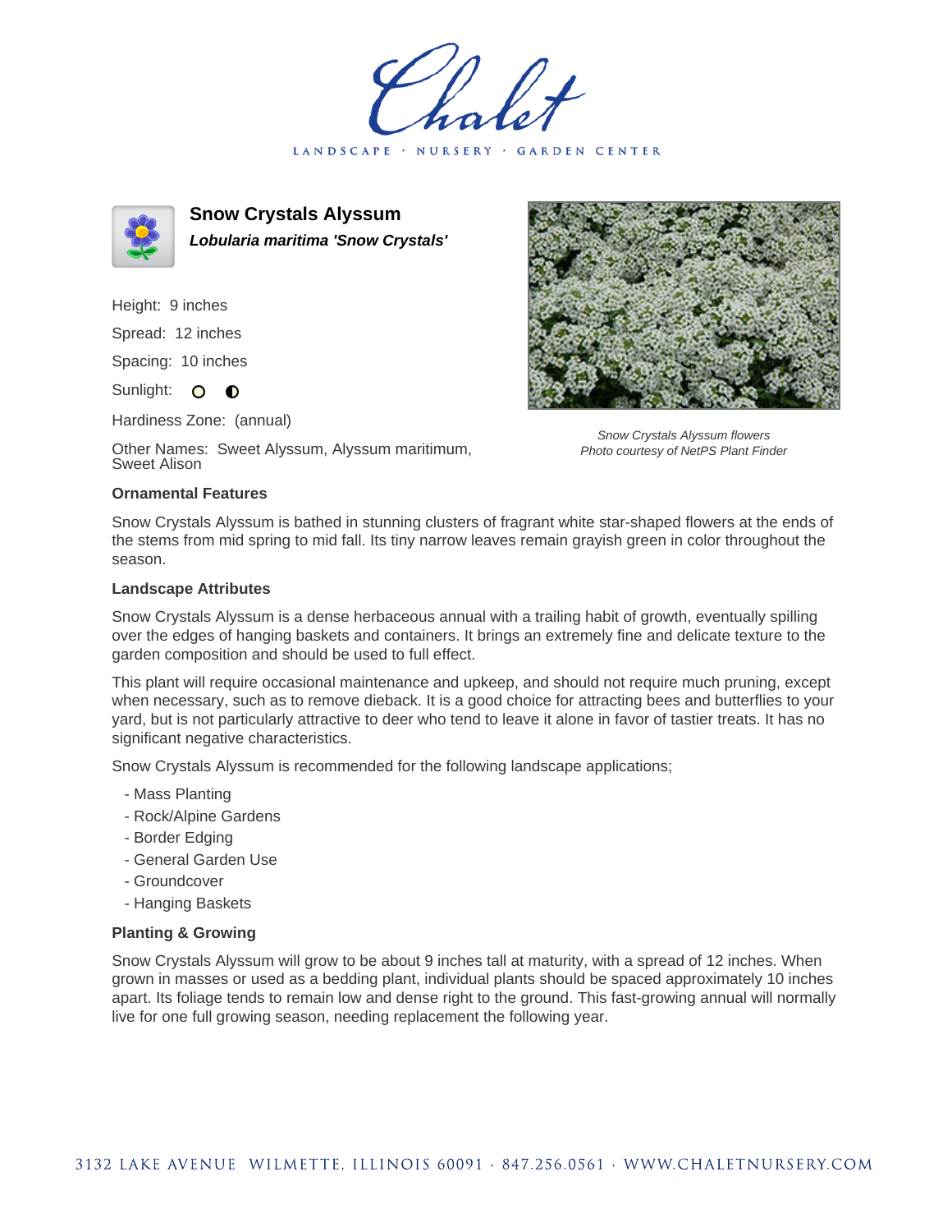# Chalet

LANDSCAPE · NURSERY · GARDEN CENTER

## Snow Crystals Alyssum

***Lobularia maritima 'Snow Crystals'***

Height: 9 inches

Spread: 12 inches

Spacing: 10 inches

Sunlight: ○ ◐

Hardiness Zone: (annual)

Other Names: Sweet Alyssum, Alyssum maritimum, Sweet Alison

*Snow Crystals Alyssum flowers*
*Photo courtesy of NetPS Plant Finder*

### Ornamental Features

Snow Crystals Alyssum is bathed in stunning clusters of fragrant white star-shaped flowers at the ends of the stems from mid spring to mid fall. Its tiny narrow leaves remain grayish green in color throughout the season.

### Landscape Attributes

Snow Crystals Alyssum is a dense herbaceous annual with a trailing habit of growth, eventually spilling over the edges of hanging baskets and containers. It brings an extremely fine and delicate texture to the garden composition and should be used to full effect.

This plant will require occasional maintenance and upkeep, and should not require much pruning, except when necessary, such as to remove dieback. It is a good choice for attracting bees and butterflies to your yard, but is not particularly attractive to deer who tend to leave it alone in favor of tastier treats. It has no significant negative characteristics.

Snow Crystals Alyssum is recommended for the following landscape applications;

- Mass Planting
- Rock/Alpine Gardens
- Border Edging
- General Garden Use
- Groundcover
- Hanging Baskets

### Planting & Growing

Snow Crystals Alyssum will grow to be about 9 inches tall at maturity, with a spread of 12 inches. When grown in masses or used as a bedding plant, individual plants should be spaced approximately 10 inches apart. Its foliage tends to remain low and dense right to the ground. This fast-growing annual will normally live for one full growing season, needing replacement the following year.

3132 LAKE AVENUE WILMETTE, ILLINOIS 60091 · 847.256.0561 · WWW.CHALETNURSERY.COM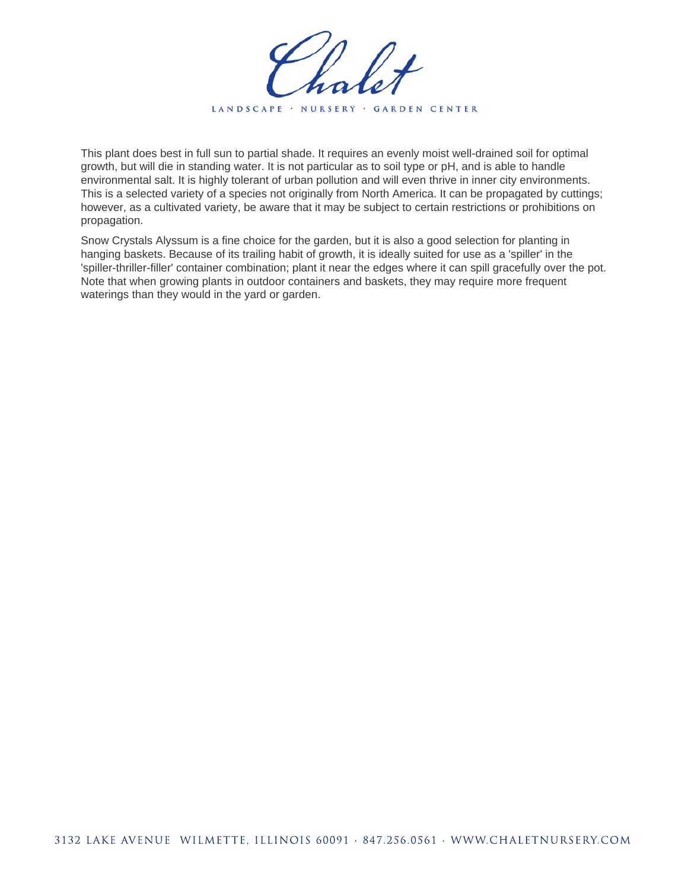This plant does best in full sun to partial shade. It requires an evenly moist well-drained soil for optimal growth, but will die in standing water. It is not particular as to soil type or pH, and is able to handle environmental salt. It is highly tolerant of urban pollution and will even thrive in inner city environments. This is a selected variety of a species not originally from North America. It can be propagated by cuttings; however, as a cultivated variety, be aware that it may be subject to certain restrictions or prohibitions on propagation.

Snow Crystals Alyssum is a fine choice for the garden, but it is also a good selection for planting in hanging baskets. Because of its trailing habit of growth, it is ideally suited for use as a 'spiller' in the 'spiller-thriller-filler' container combination; plant it near the edges where it can spill gracefully over the pot. Note that when growing plants in outdoor containers and baskets, they may require more frequent waterings than they would in the yard or garden.